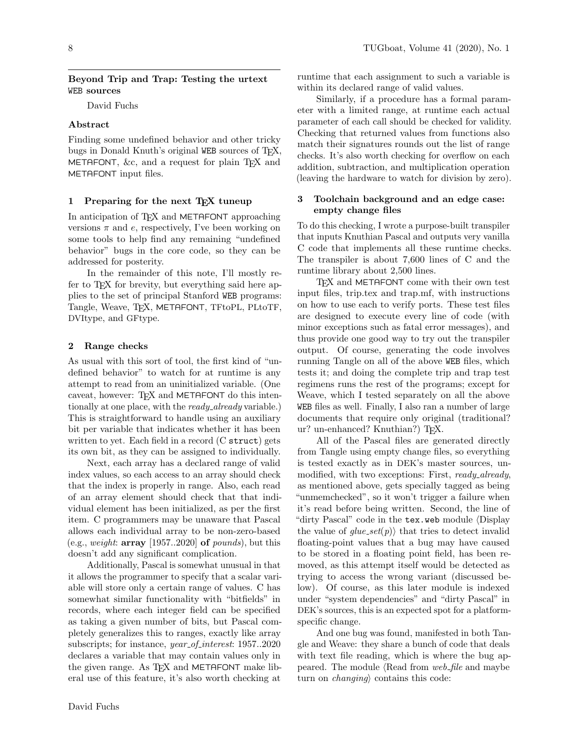## Beyond Trip and Trap: Testing the urtext WEB sources

David Fuchs

### Abstract

Finding some undefined behavior and other tricky bugs in Donald Knuth's original WEB sources of TEX, METAFONT, &c, and a request for plain TEX and METAFONT input files.

### 1 Preparing for the next TEX tuneup

In anticipation of TEX and METAFONT approaching versions $\pi$ and $e$, respectively, I've been working on some tools to help find any remaining "undefined behavior" bugs in the core code, so they can be addressed for posterity.

In the remainder of this note, I'll mostly refer to TEX for brevity, but everything said here applies to the set of principal Stanford WEB programs: Tangle, Weave, TEX, METAFONT, TFtoPL, PLtoTF, DVItype, and GFtype.

### 2 Range checks

As usual with this sort of tool, the first kind of "undefined behavior" to watch for at runtime is any attempt to read from an uninitialized variable. (One caveat, however: TEX and METAFONT do this intentionally at one place, with the *ready_already* variable.) This is straightforward to handle using an auxiliary bit per variable that indicates whether it has been written to yet. Each field in a record (C `struct`) gets its own bit, as they can be assigned to individually.

Next, each array has a declared range of valid index values, so each access to an array should check that the index is properly in range. Also, each read of an array element should check that that individual element has been initialized, as per the first item. C programmers may be unaware that Pascal allows each individual array to be non-zero-based (e.g., *weight*: **array** [1957..2020] **of** *pounds*), but this doesn't add any significant complication.

Additionally, Pascal is somewhat unusual in that it allows the programmer to specify that a scalar variable will store only a certain range of values. C has somewhat similar functionality with "bitfields" in records, where each integer field can be specified as taking a given number of bits, but Pascal completely generalizes this to ranges, exactly like array subscripts; for instance, *year_of_interest*: 1957..2020 declares a variable that may contain values only in the given range. As TEX and METAFONT make liberal use of this feature, it's also worth checking at runtime that each assignment to such a variable is within its declared range of valid values.

Similarly, if a procedure has a formal parameter with a limited range, at runtime each actual parameter of each call should be checked for validity. Checking that returned values from functions also match their signatures rounds out the list of range checks. It's also worth checking for overflow on each addition, subtraction, and multiplication operation (leaving the hardware to watch for division by zero).

### 3 Toolchain background and an edge case: empty change files

To do this checking, I wrote a purpose-built transpiler that inputs Knuthian Pascal and outputs very vanilla C code that implements all these runtime checks. The transpiler is about 7,600 lines of C and the runtime library about 2,500 lines.

TEX and METAFONT come with their own test input files, trip.tex and trap.mf, with instructions on how to use each to verify ports. These test files are designed to execute every line of code (with minor exceptions such as fatal error messages), and thus provide one good way to try out the transpiler output. Of course, generating the code involves running Tangle on all of the above WEB files, which tests it; and doing the complete trip and trap test regimens runs the rest of the programs; except for Weave, which I tested separately on all the above WEB files as well. Finally, I also ran a number of large documents that require only original (traditional? ur? un-enhanced? Knuthian?) TEX.

All of the Pascal files are generated directly from Tangle using empty change files, so everything is tested exactly as in DEK's master sources, unmodified, with two exceptions: First, *ready_already*, as mentioned above, gets specially tagged as being "unmemchecked", so it won't trigger a failure when it's read before being written. Second, the line of "dirty Pascal" code in the `tex.web` module ⟨Display the value of *glue_set*(*p*)⟩ that tries to detect invalid floating-point values that a bug may have caused to be stored in a floating point field, has been removed, as this attempt itself would be detected as trying to access the wrong variant (discussed below). Of course, as this later module is indexed under "system dependencies" and "dirty Pascal" in DEK's sources, this is an expected spot for a platform-specific change.

And one bug was found, manifested in both Tangle and Weave: they share a bunch of code that deals with text file reading, which is where the bug appeared. The module ⟨Read from *web_file* and maybe turn on *changing*⟩ contains this code: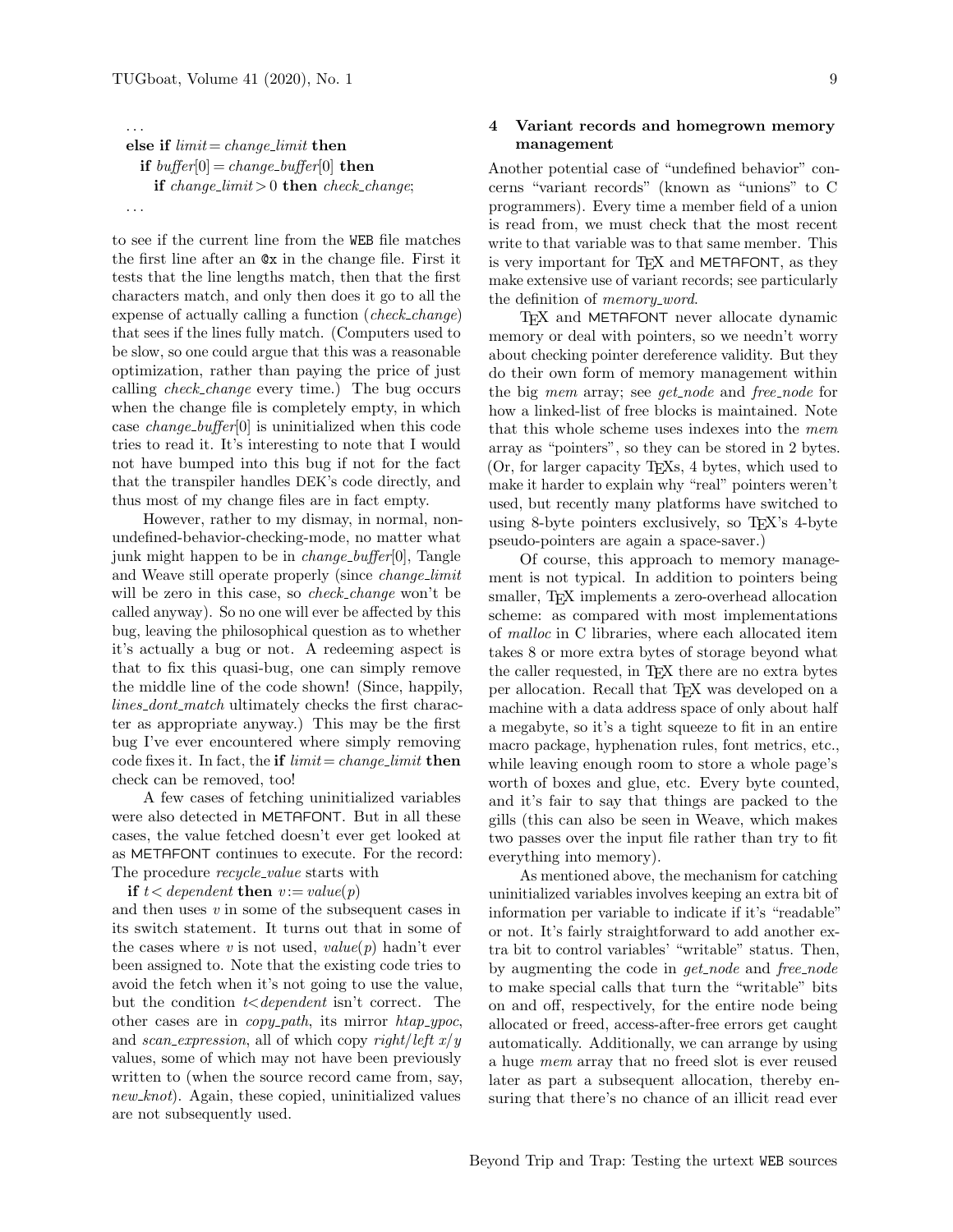...
**else if** *limit* = *change_limit* **then**
  **if** *buffer*[0] = *change_buffer*[0] **then**
    **if** *change_limit* > 0 **then** *check_change*;
...

to see if the current line from the WEB file matches the first line after an @x in the change file. First it tests that the line lengths match, then that the first characters match, and only then does it go to all the expense of actually calling a function (*check_change*) that sees if the lines fully match. (Computers used to be slow, so one could argue that this was a reasonable optimization, rather than paying the price of just calling *check_change* every time.) The bug occurs when the change file is completely empty, in which case *change_buffer*[0] is uninitialized when this code tries to read it. It's interesting to note that I would not have bumped into this bug if not for the fact that the transpiler handles DEK's code directly, and thus most of my change files are in fact empty.

However, rather to my dismay, in normal, non-undefined-behavior-checking-mode, no matter what junk might happen to be in *change_buffer*[0], Tangle and Weave still operate properly (since *change_limit* will be zero in this case, so *check_change* won't be called anyway). So no one will ever be affected by this bug, leaving the philosophical question as to whether it's actually a bug or not. A redeeming aspect is that to fix this quasi-bug, one can simply remove the middle line of the code shown! (Since, happily, *lines_dont_match* ultimately checks the first character as appropriate anyway.) This may be the first bug I've ever encountered where simply removing code fixes it. In fact, the **if** *limit* = *change_limit* **then** check can be removed, too!

A few cases of fetching uninitialized variables were also detected in METAFONT. But in all these cases, the value fetched doesn't ever get looked at as METAFONT continues to execute. For the record: The procedure *recycle_value* starts with

**if** $t <$ *dependent* **then** $v :=$ *value*($p$)

and then uses $v$ in some of the subsequent cases in its switch statement. It turns out that in some of the cases where $v$ is not used, *value*($p$) hadn't ever been assigned to. Note that the existing code tries to avoid the fetch when it's not going to use the value, but the condition $t <$*dependent* isn't correct. The other cases are in *copy_path*, its mirror *htap_ypoc*, and *scan_expression*, all of which copy *right*/*left* $x/y$ values, some of which may not have been previously written to (when the source record came from, say, *new_knot*). Again, these copied, uninitialized values are not subsequently used.

## 4 Variant records and homegrown memory management

Another potential case of "undefined behavior" concerns "variant records" (known as "unions" to C programmers). Every time a member field of a union is read from, we must check that the most recent write to that variable was to that same member. This is very important for TEX and METAFONT, as they make extensive use of variant records; see particularly the definition of *memory_word*.

TEX and METAFONT never allocate dynamic memory or deal with pointers, so we needn't worry about checking pointer dereference validity. But they do their own form of memory management within the big *mem* array; see *get_node* and *free_node* for how a linked-list of free blocks is maintained. Note that this whole scheme uses indexes into the *mem* array as "pointers", so they can be stored in 2 bytes. (Or, for larger capacity TEXs, 4 bytes, which used to make it harder to explain why "real" pointers weren't used, but recently many platforms have switched to using 8-byte pointers exclusively, so TEX's 4-byte pseudo-pointers are again a space-saver.)

Of course, this approach to memory management is not typical. In addition to pointers being smaller, TEX implements a zero-overhead allocation scheme: as compared with most implementations of *malloc* in C libraries, where each allocated item takes 8 or more extra bytes of storage beyond what the caller requested, in TEX there are no extra bytes per allocation. Recall that TEX was developed on a machine with a data address space of only about half a megabyte, so it's a tight squeeze to fit in an entire macro package, hyphenation rules, font metrics, etc., while leaving enough room to store a whole page's worth of boxes and glue, etc. Every byte counted, and it's fair to say that things are packed to the gills (this can also be seen in Weave, which makes two passes over the input file rather than try to fit everything into memory).

As mentioned above, the mechanism for catching uninitialized variables involves keeping an extra bit of information per variable to indicate if it's "readable" or not. It's fairly straightforward to add another extra bit to control variables' "writable" status. Then, by augmenting the code in *get_node* and *free_node* to make special calls that turn the "writable" bits on and off, respectively, for the entire node being allocated or freed, access-after-free errors get caught automatically. Additionally, we can arrange by using a huge *mem* array that no freed slot is ever reused later as part a subsequent allocation, thereby ensuring that there's no chance of an illicit read ever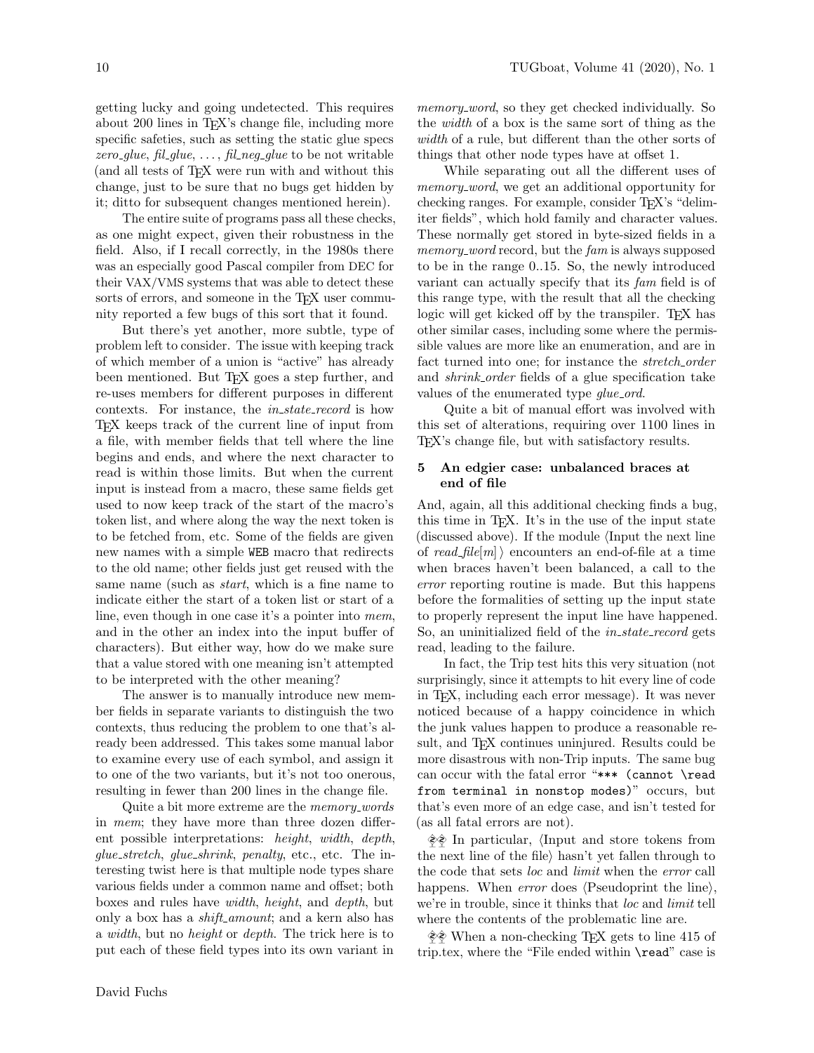getting lucky and going undetected. This requires about 200 lines in TeX's change file, including more specific safeties, such as setting the static glue specs *zero_glue*, *fil_glue*, …, *fil_neg_glue* to be not writable (and all tests of TeX were run with and without this change, just to be sure that no bugs get hidden by it; ditto for subsequent changes mentioned herein).

The entire suite of programs pass all these checks, as one might expect, given their robustness in the field. Also, if I recall correctly, in the 1980s there was an especially good Pascal compiler from DEC for their VAX/VMS systems that was able to detect these sorts of errors, and someone in the TeX user community reported a few bugs of this sort that it found.

But there's yet another, more subtle, type of problem left to consider. The issue with keeping track of which member of a union is "active" has already been mentioned. But TeX goes a step further, and re-uses members for different purposes in different contexts. For instance, the *in_state_record* is how TeX keeps track of the current line of input from a file, with member fields that tell where the line begins and ends, and where the next character to read is within those limits. But when the current input is instead from a macro, these same fields get used to now keep track of the start of the macro's token list, and where along the way the next token is to be fetched from, etc. Some of the fields are given new names with a simple `WEB` macro that redirects to the old name; other fields just get reused with the same name (such as *start*, which is a fine name to indicate either the start of a token list or start of a line, even though in one case it's a pointer into *mem*, and in the other an index into the input buffer of characters). But either way, how do we make sure that a value stored with one meaning isn't attempted to be interpreted with the other meaning?

The answer is to manually introduce new member fields in separate variants to distinguish the two contexts, thus reducing the problem to one that's already been addressed. This takes some manual labor to examine every use of each symbol, and assign it to one of the two variants, but it's not too onerous, resulting in fewer than 200 lines in the change file.

Quite a bit more extreme are the *memory_words* in *mem*; they have more than three dozen different possible interpretations: *height*, *width*, *depth*, *glue_stretch*, *glue_shrink*, *penalty*, etc., etc. The interesting twist here is that multiple node types share various fields under a common name and offset; both boxes and rules have *width*, *height*, and *depth*, but only a box has a *shift_amount*; and a kern also has a *width*, but no *height* or *depth*. The trick here is to put each of these field types into its own variant in *memory_word*, so they get checked individually. So the *width* of a box is the same sort of thing as the *width* of a rule, but different than the other sorts of things that other node types have at offset 1.

While separating out all the different uses of *memory_word*, we get an additional opportunity for checking ranges. For example, consider TeX's "delimiter fields", which hold family and character values. These normally get stored in byte-sized fields in a *memory_word* record, but the *fam* is always supposed to be in the range 0..15. So, the newly introduced variant can actually specify that its *fam* field is of this range type, with the result that all the checking logic will get kicked off by the transpiler. TeX has other similar cases, including some where the permissible values are more like an enumeration, and are in fact turned into one; for instance the *stretch_order* and *shrink_order* fields of a glue specification take values of the enumerated type *glue_ord*.

Quite a bit of manual effort was involved with this set of alterations, requiring over 1100 lines in TeX's change file, but with satisfactory results.

## 5 An edgier case: unbalanced braces at end of file

And, again, all this additional checking finds a bug, this time in TeX. It's in the use of the input state (discussed above). If the module ⟨Input the next line of *read_file*[*m*]⟩ encounters an end-of-file at a time when braces haven't been balanced, a call to the *error* reporting routine is made. But this happens before the formalities of setting up the input state to properly represent the input line have happened. So, an uninitialized field of the *in_state_record* gets read, leading to the failure.

In fact, the Trip test hits this very situation (not surprisingly, since it attempts to hit every line of code in TeX, including each error message). It was never noticed because of a happy coincidence in which the junk values happen to produce a reasonable result, and TeX continues uninjured. Results could be more disastrous with non-Trip inputs. The same bug can occur with the fatal error "`*** (cannot \read from terminal in nonstop modes)`" occurs, but that's even more of an edge case, and isn't tested for (as all fatal errors are not).

☡☡ In particular, ⟨Input and store tokens from the next line of the file⟩ hasn't yet fallen through to the code that sets *loc* and *limit* when the *error* call happens. When *error* does ⟨Pseudoprint the line⟩, we're in trouble, since it thinks that *loc* and *limit* tell where the contents of the problematic line are.

☡☡ When a non-checking TeX gets to line 415 of trip.tex, where the "File ended within `\read`" case is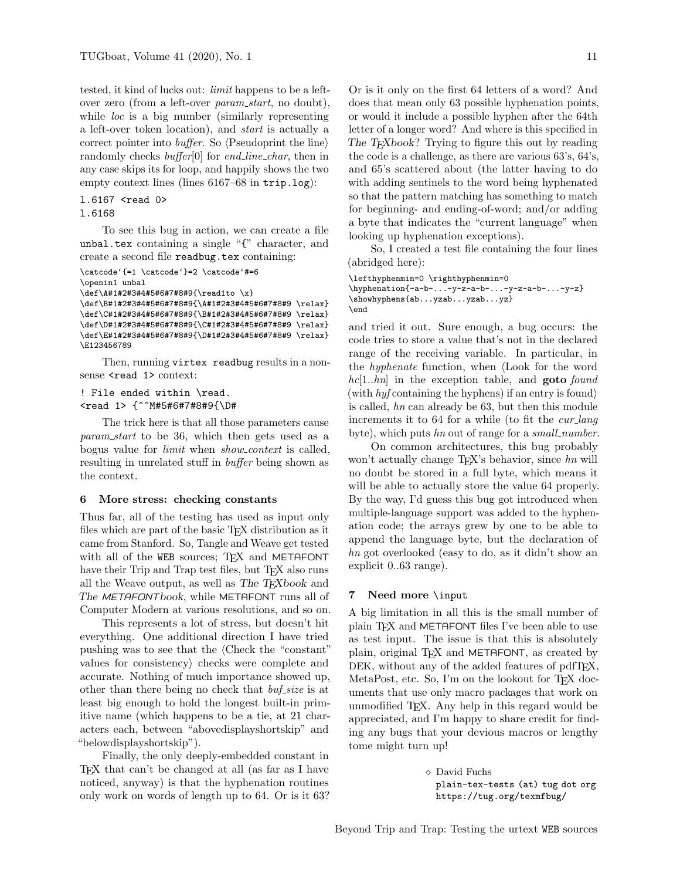tested, it kind of lucks out: *limit* happens to be a leftover zero (from a left-over *param_start*, no doubt), while *loc* is a big number (similarly representing a left-over token location), and *start* is actually a correct pointer into *buffer*. So ⟨Pseudoprint the line⟩ randomly checks *buffer*[0] for *end_line_char*, then in any case skips its for loop, and happily shows the two empty context lines (lines 6167–68 in `trip.log`):

```
l.6167 <read 0>
l.6168
```

To see this bug in action, we can create a file `unbal.tex` containing a single "{" character, and create a second file `readbug.tex` containing:

```
\catcode`{=1 \catcode`}=2 \catcode`#=6
\openin1 unbal
\def\A#1#2#3#4#5#6#7#8#9{\read1to \x}
\def\B#1#2#3#4#5#6#7#8#9{\A#1#2#3#4#5#6#7#8#9 \relax}
\def\C#1#2#3#4#5#6#7#8#9{\B#1#2#3#4#5#6#7#8#9 \relax}
\def\D#1#2#3#4#5#6#7#8#9{\C#1#2#3#4#5#6#7#8#9 \relax}
\def\E#1#2#3#4#5#6#7#8#9{\D#1#2#3#4#5#6#7#8#9 \relax}
\E123456789
```

Then, running `virtex readbug` results in a nonsense `<read 1>` context:

```
! File ended within \read.
<read 1> {^^M#5#6#7#8#9{\D#
```

The trick here is that all those parameters cause *param_start* to be 36, which then gets used as a bogus value for *limit* when *show_context* is called, resulting in unrelated stuff in *buffer* being shown as the context.

## 6 More stress: checking constants

Thus far, all of the testing has used as input only files which are part of the basic TeX distribution as it came from Stanford. So, Tangle and Weave get tested with all of the WEB sources; TeX and METAFONT have their Trip and Trap test files, but TeX also runs all the Weave output, as well as *The TeXbook* and *The METAFONTbook*, while METAFONT runs all of Computer Modern at various resolutions, and so on.

This represents a lot of stress, but doesn't hit everything. One additional direction I have tried pushing was to see that the ⟨Check the "constant" values for consistency⟩ checks were complete and accurate. Nothing of much importance showed up, other than there being no check that *buf_size* is at least big enough to hold the longest built-in primitive name (which happens to be a tie, at 21 characters each, between "abovedisplayshortskip" and "belowdisplayshortskip").

Finally, the only deeply-embedded constant in TeX that can't be changed at all (as far as I have noticed, anyway) is that the hyphenation routines only work on words of length up to 64. Or is it 63? Or is it only on the first 64 letters of a word? And does that mean only 63 possible hyphenation points, or would it include a possible hyphen after the 64th letter of a longer word? And where is this specified in *The TeXbook*? Trying to figure this out by reading the code is a challenge, as there are various 63's, 64's, and 65's scattered about (the latter having to do with adding sentinels to the word being hyphenated so that the pattern matching has something to match for beginning- and ending-of-word; and/or adding a byte that indicates the "current language" when looking up hyphenation exceptions).

So, I created a test file containing the four lines (abridged here):

```
\lefthyphenmin=0 \righthyphenmin=0
\hyphenation{-a-b-...-y-z-a-b-...-y-z-a-b-...-y-z}
\showhyphens{ab...yzab...yzab...yz}
\end
```

and tried it out. Sure enough, a bug occurs: the code tries to store a value that's not in the declared range of the receiving variable. In particular, in the *hyphenate* function, when ⟨Look for the word *hc*[1..*hn*] in the exception table, and **goto** *found* (with *hyf* containing the hyphens) if an entry is found⟩ is called, *hn* can already be 63, but then this module increments it to 64 for a while (to fit the *cur_lang* byte), which puts *hn* out of range for a *small_number*.

On common architectures, this bug probably won't actually change TeX's behavior, since *hn* will no doubt be stored in a full byte, which means it will be able to actually store the value 64 properly. By the way, I'd guess this bug got introduced when multiple-language support was added to the hyphenation code; the arrays grew by one to be able to append the language byte, but the declaration of *hn* got overlooked (easy to do, as it didn't show an explicit 0..63 range).

## 7 Need more `\input`

A big limitation in all this is the small number of plain TeX and METAFONT files I've been able to use as test input. The issue is that this is absolutely plain, original TeX and METAFONT, as created by DEK, without any of the added features of pdfTeX, MetaPost, etc. So, I'm on the lookout for TeX documents that use only macro packages that work on unmodified TeX. Any help in this regard would be appreciated, and I'm happy to share credit for finding any bugs that your devious macros or lengthy tome might turn up!

◇ David Fuchs
`plain-tex-tests (at) tug dot org`
`https://tug.org/texmfbug/`